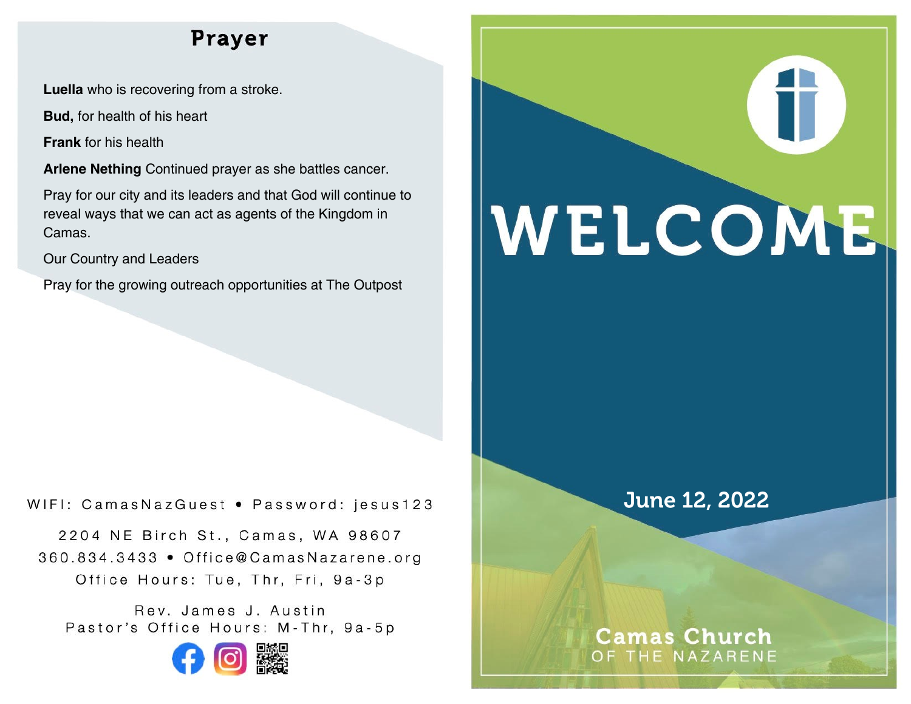## Prayer

**Luella** who is recovering from a stroke.

**Bud,** for health of his heart

**Frank** for his health

**Arlene Nething** Continued prayer as she battles cancer.

Pray for our city and its leaders and that God will continue to reveal ways that we can act as agents of the Kingdom in Camas.

Our Country and Leaders

Pray for the growing outreach opportunities at The Outpost

WIFI: CamasNazGuest • Password: jesus123

2204 NE Birch St., Camas, WA 98607
360.834.3433 • Office@CamasNazarene.org
Office Hours: Tue, Thr, Fri, 9a-3p

Rev. James J. Austin
Pastor's Office Hours: M-Thr, 9a-5p

# WELCOME

June 12, 2022

**Camas Church**
OF THE NAZARENE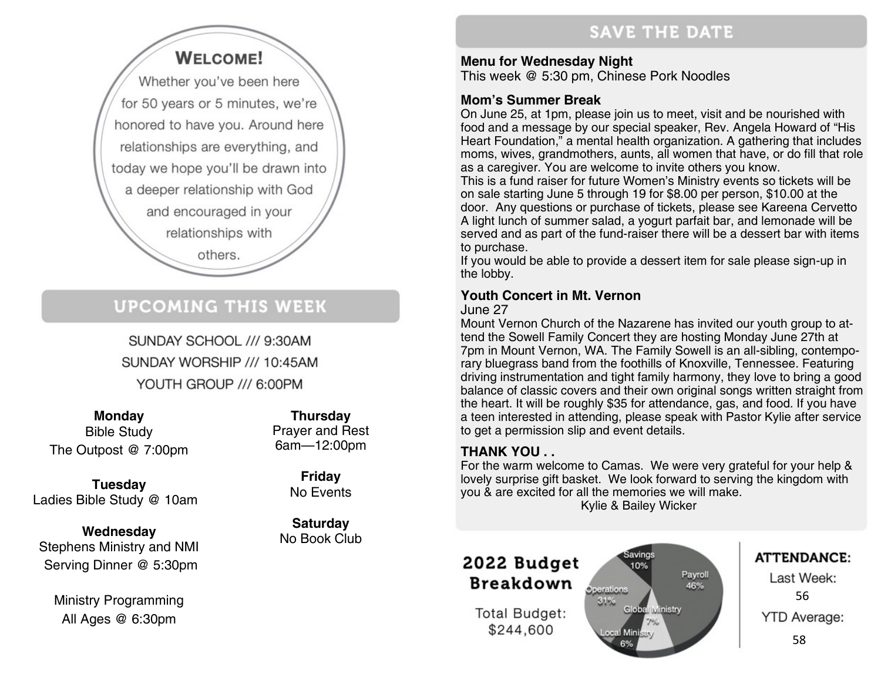## Welcome!

Whether you've been here for 50 years or 5 minutes, we're honored to have you. Around here relationships are everything, and today we hope you'll be drawn into a deeper relationship with God and encouraged in your relationships with others.

## Upcoming This Week

SUNDAY SCHOOL /// 9:30AM

SUNDAY WORSHIP /// 10:45AM

YOUTH GROUP /// 6:00PM

**Monday**
Bible Study
The Outpost @ 7:00pm

**Tuesday**
Ladies Bible Study @ 10am

**Wednesday**
Stephens Ministry and NMI
Serving Dinner @ 5:30pm

Ministry Programming
All Ages @ 6:30pm

**Thursday**
Prayer and Rest
6am—12:00pm

**Friday**
No Events

**Saturday**
No Book Club

## Save the Date

**Menu for Wednesday Night**
This week @ 5:30 pm, Chinese Pork Noodles

**Mom's Summer Break**
On June 25, at 1pm, please join us to meet, visit and be nourished with food and a message by our special speaker, Rev. Angela Howard of "His Heart Foundation," a mental health organization. A gathering that includes moms, wives, grandmothers, aunts, all women that have, or do fill that role as a caregiver. You are welcome to invite others you know.
This is a fund raiser for future Women's Ministry events so tickets will be on sale starting June 5 through 19 for $8.00 per person, $10.00 at the door. Any questions or purchase of tickets, please see Kareena Cervetto
A light lunch of summer salad, a yogurt parfait bar, and lemonade will be served and as part of the fund-raiser there will be a dessert bar with items to purchase.
If you would be able to provide a dessert item for sale please sign-up in the lobby.

**Youth Concert in Mt. Vernon**
June 27
Mount Vernon Church of the Nazarene has invited our youth group to attend the Sowell Family Concert they are hosting Monday June 27th at 7pm in Mount Vernon, WA. The Family Sowell is an all-sibling, contemporary bluegrass band from the foothills of Knoxville, Tennessee. Featuring driving instrumentation and tight family harmony, they love to bring a good balance of classic covers and their own original songs written straight from the heart. It will be roughly $35 for attendance, gas, and food. If you have a teen interested in attending, please speak with Pastor Kylie after service to get a permission slip and event details.

**THANK YOU . .**
For the warm welcome to Camas. We were very grateful for your help & lovely surprise gift basket. We look forward to serving the kingdom with you & are excited for all the memories we will make.
Kylie & Bailey Wicker

## 2022 Budget Breakdown

Total Budget: $244,600

Savings 10%
Payroll 46%
Operations 31%
Global Ministry 7%
Local Ministry 6%

## Attendance:

Last Week: 56

YTD Average: 58